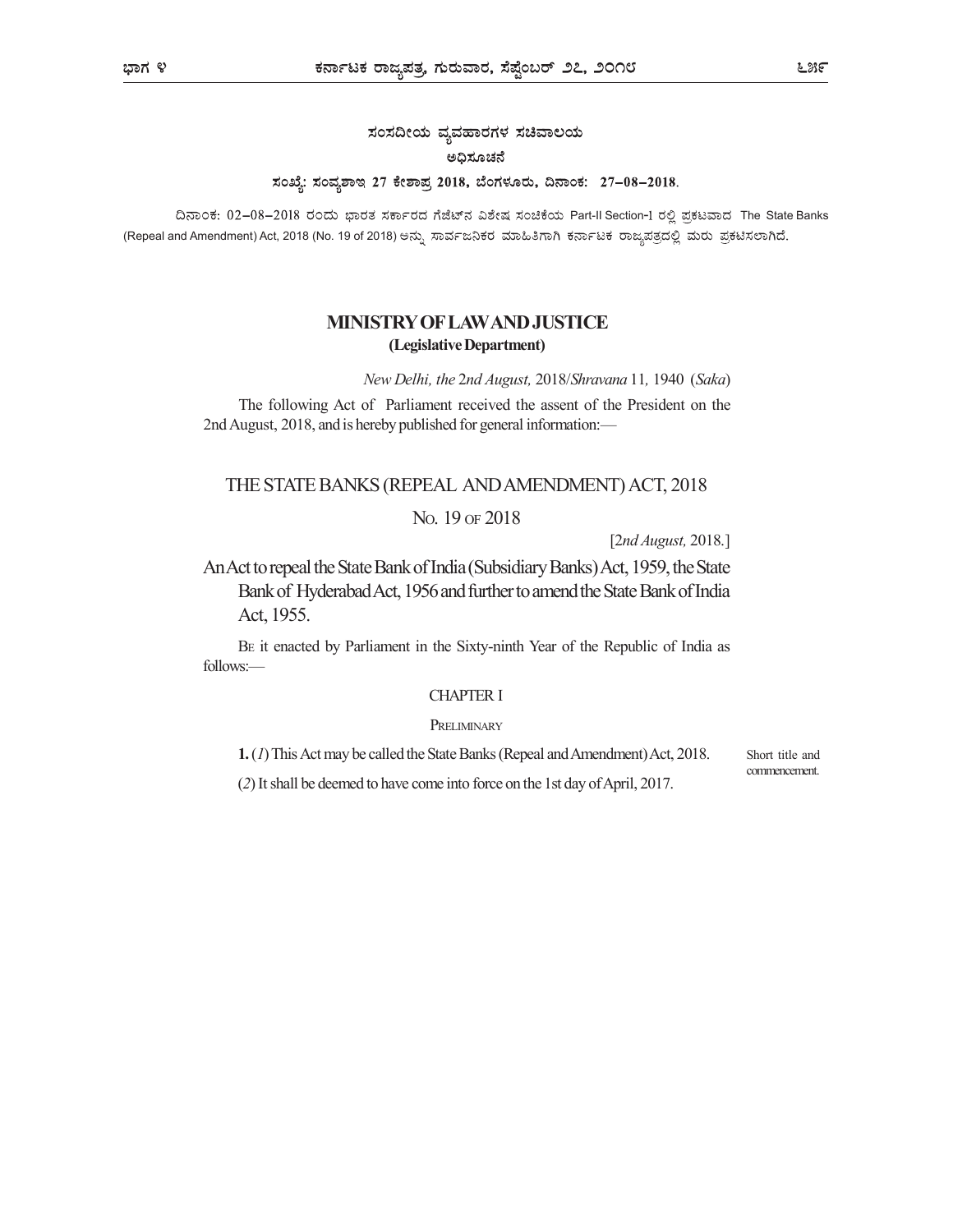## ಸಂಸದೀಯ ವ್ಯವಹಾರಗಳ ಸಚಿವಾಲಯ

### ಅಧಿಸೂಚನೆ

**ಸಂಖ್ಯೆ: ಸಂವ್ಯಶಾಇ 27 ಕೇಶಾಪ್ರ 2018, ಬೆಂಗಳೂರು, ದಿನಾಂಕ: 27–08–2018.**

ದಿನಾಂಕ: 02–08–2018 ರಂದು ಭಾರತ ಸರ್ಕಾರದ ಗೆಜೆಟ್‌ನ ವಿಶೇಷ ಸಂಚಿಕೆಯ Part-II Section-1 ರಲ್ಲಿ ಪ್ರಕಟವಾದ The State Banks (Repeal and Amendment) Act, 2018 (No. 19 of 2018) ಅನ್ನು ಸಾರ್ವಜನಿಕರ ಮಾಹಿತಿಗಾಗಿ ಕರ್ನಾಟಕ ರಾಜ್ಯಪತ್ರದಲ್ಲಿ ಮರು ಪ್ರಕಟಿಸಲಾಗಿದೆ.

## MINISTRY OF LAW AND JUSTICE

**(Legislative Department)**

*New Delhi, the 2nd August,* 2018/*Shravana* 11, 1940 (*Saka*)

The following Act of Parliament received the assent of the President on the 2nd August, 2018, and is hereby published for general information:—

# THE STATE BANKS (REPEAL AND AMENDMENT) ACT, 2018

NO. 19 OF 2018

[*2nd August,* 2018.]

An Act to repeal the State Bank of India (Subsidiary Banks) Act, 1959, the State Bank of Hyderabad Act, 1956 and further to amend the State Bank of India Act, 1955.

BE it enacted by Parliament in the Sixty-ninth Year of the Republic of India as follows:—

### CHAPTER I

PRELIMINARY

Short title and commencement.

**1.** (*1*) This Act may be called the State Banks (Repeal and Amendment) Act, 2018.

(*2*) It shall be deemed to have come into force on the 1st day of April, 2017.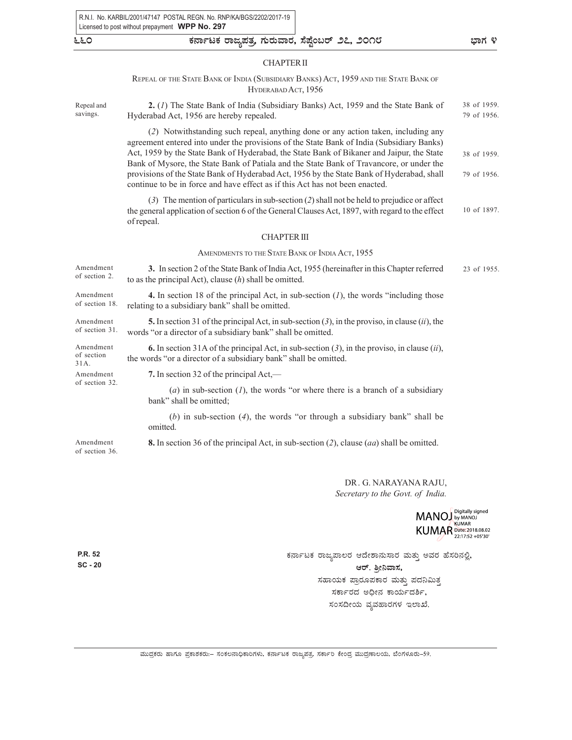R.N.I. No. KARBIL/2001/47147 POSTAL REGN. No. RNP/KA/BGS/2202/2017-19
Licensed to post without prepayment **WPP No. 297**

## CHAPTER II

### REPEAL OF THE STATE BANK OF INDIA (SUBSIDIARY BANKS) ACT, 1959 AND THE STATE BANK OF HYDERABAD ACT, 1956

Repeal and savings.

**2.** (*1*) The State Bank of India (Subsidiary Banks) Act, 1959 and the State Bank of Hyderabad Act, 1956 are hereby repealed. 38 of 1959. 79 of 1956.

(*2*) Notwithstanding such repeal, anything done or any action taken, including any agreement entered into under the provisions of the State Bank of India (Subsidiary Banks) Act, 1959 by the State Bank of Hyderabad, the State Bank of Bikaner and Jaipur, the State Bank of Mysore, the State Bank of Patiala and the State Bank of Travancore, or under the provisions of the State Bank of Hyderabad Act, 1956 by the State Bank of Hyderabad, shall continue to be in force and have effect as if this Act has not been enacted. 38 of 1959. 79 of 1956.

(*3*) The mention of particulars in sub-section (*2*) shall not be held to prejudice or affect the general application of section 6 of the General Clauses Act, 1897, with regard to the effect of repeal. 10 of 1897.

## CHAPTER III

### AMENDMENTS TO THE STATE BANK OF INDIA ACT, 1955

Amendment of section 2.

**3.** In section 2 of the State Bank of India Act, 1955 (hereinafter in this Chapter referred to as the principal Act), clause (*h*) shall be omitted. 23 of 1955.

Amendment of section 18.

**4.** In section 18 of the principal Act, in sub-section (*1*), the words "including those relating to a subsidiary bank" shall be omitted.

Amendment of section 31.

**5.** In section 31 of the principal Act, in sub-section (*3*), in the proviso, in clause (*ii*), the words "or a director of a subsidiary bank" shall be omitted.

Amendment of section 31A.

**6.** In section 31A of the principal Act, in sub-section (*3*), in the proviso, in clause (*ii*), the words "or a director of a subsidiary bank" shall be omitted.

Amendment of section 32.

**7.** In section 32 of the principal Act,—

(*a*) in sub-section (*1*), the words "or where there is a branch of a subsidiary bank" shall be omitted;

(*b*) in sub-section (*4*), the words "or through a subsidiary bank" shall be omitted.

Amendment of section 36.

**8.** In section 36 of the principal Act, in sub-section (*2*), clause (*aa*) shall be omitted.

DR. G. NARAYANA RAJU,
*Secretary to the Govt. of India.*

MANOJ KUMAR Digitally signed by MANOJ KUMAR Date: 2018.08.02 22:17:52 +05'30'

P.R. 52
SC - 20

ಕರ್ನಾಟಕ ರಾಜ್ಯಪಾಲರ ಆದೇಶಾನುಸಾರ ಮತ್ತು ಅವರ ಹೆಸರಿನಲ್ಲಿ,
**ಆರ್. ಶ್ರೀನಿವಾಸ,**
ಸಹಾಯಕ ಪ್ರಾರೂಪಕಾರ ಮತ್ತು ಪದನಿಮಿತ್ತ
ಸರ್ಕಾರದ ಅಧೀನ ಕಾರ್ಯದರ್ಶಿ,
ಸಂಸದೀಯ ವ್ಯವಹಾರಗಳ ಇಲಾಖೆ.

ಮುದ್ರಕರು ಹಾಗೂ ಪ್ರಕಾಶಕರು:– ಸಂಕಲನಾಧಿಕಾರಿಗಳು, ಕರ್ನಾಟಕ ರಾಜ್ಯಪತ್ರ, ಸರ್ಕಾರಿ ಕೇಂದ್ರ ಮುದ್ರಣಾಲಯ, ಬೆಂಗಳೂರು-59.